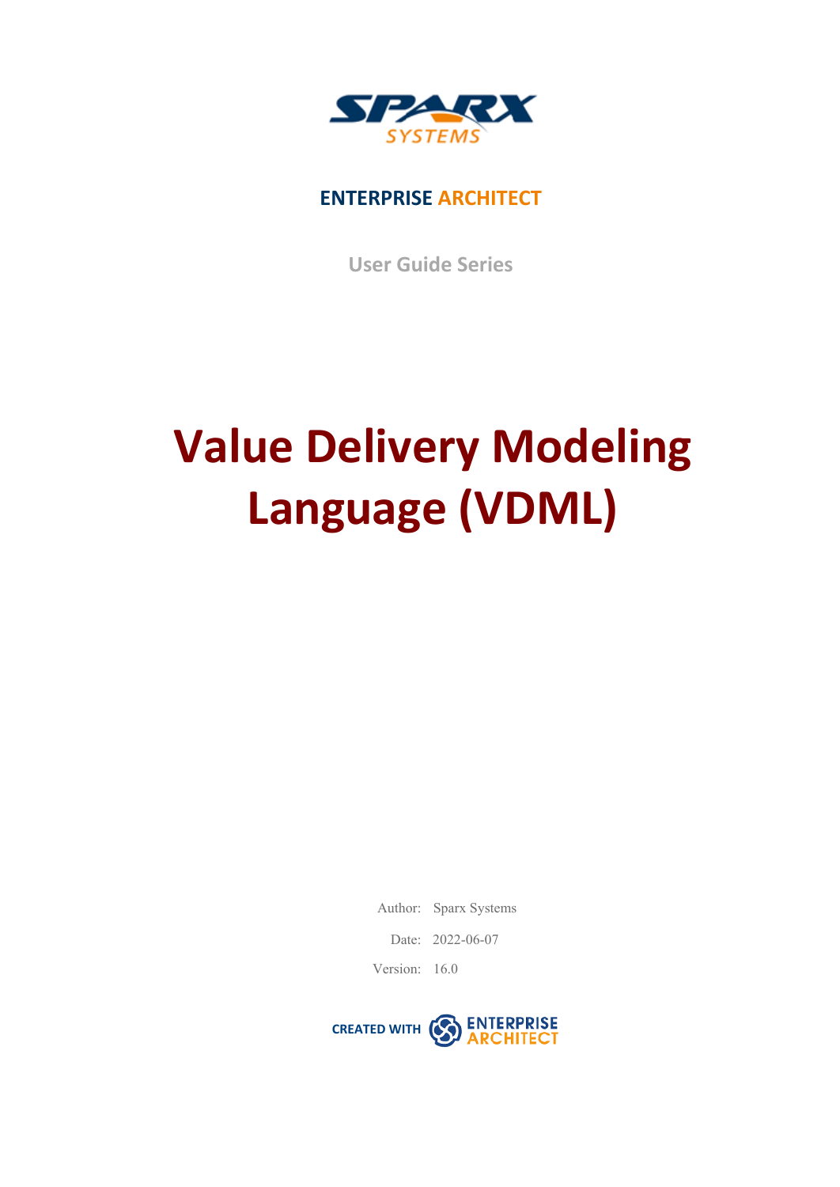SPARX SYSTEMS

**ENTERPRISE ARCHITECT**

User Guide Series

# Value Delivery Modeling Language (VDML)

Author: Sparx Systems

Date: 2022-06-07

Version: 16.0

CREATED WITH ENTERPRISE ARCHITECT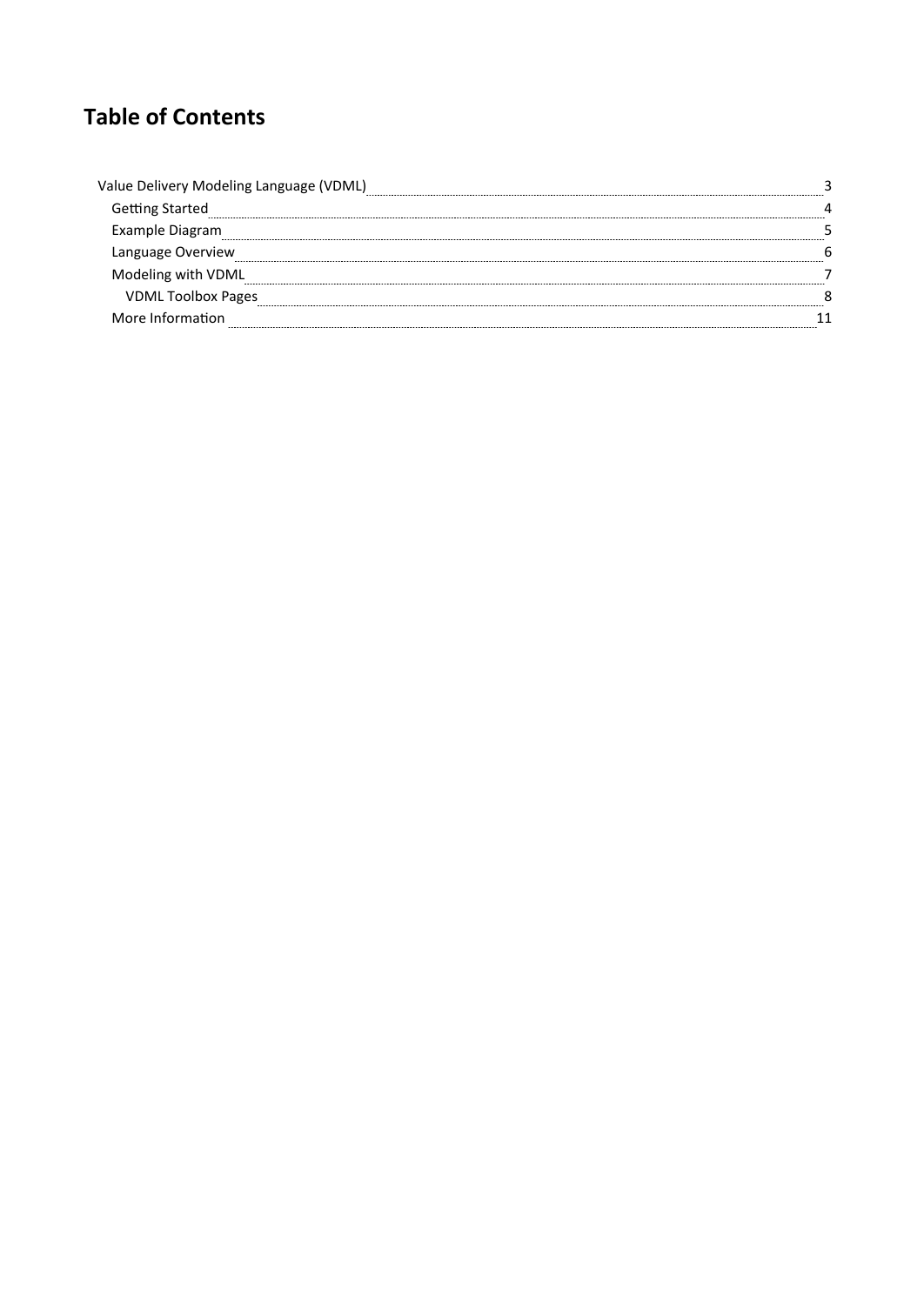# Table of Contents

- Value Delivery Modeling Language (VDML) 3
  - Getting Started 4
  - Example Diagram 5
  - Language Overview 6
  - Modeling with VDML 7
    - VDML Toolbox Pages 8
  - More Information 11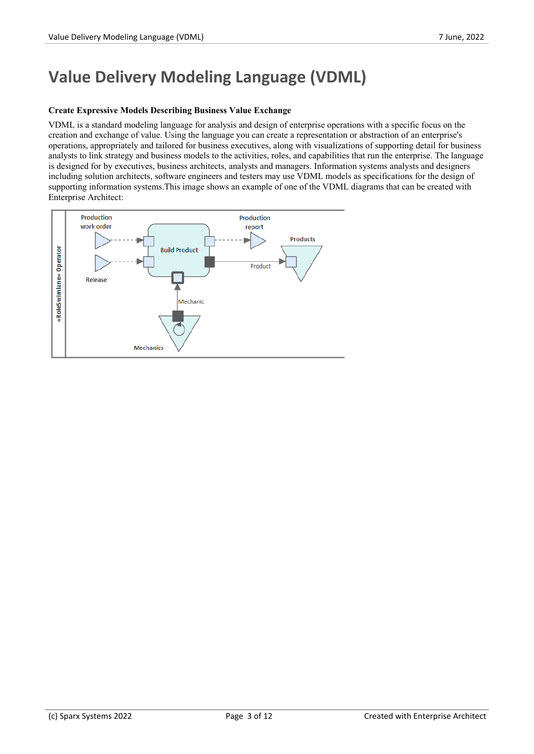# Value Delivery Modeling Language (VDML)

**Create Expressive Models Describing Business Value Exchange**

VDML is a standard modeling language for analysis and design of enterprise operations with a specific focus on the creation and exchange of value. Using the language you can create a representation or abstraction of an enterprise's operations, appropriately and tailored for business executives, along with visualizations of supporting detail for business analysts to link strategy and business models to the activities, roles, and capabilities that run the enterprise. The language is designed for by executives, business architects, analysts and managers. Information systems analysts and designers including solution architects, software engineers and testers may use VDML models as specifications for the design of supporting information systems.This image shows an example of one of the VDML diagrams that can be created with Enterprise Architect: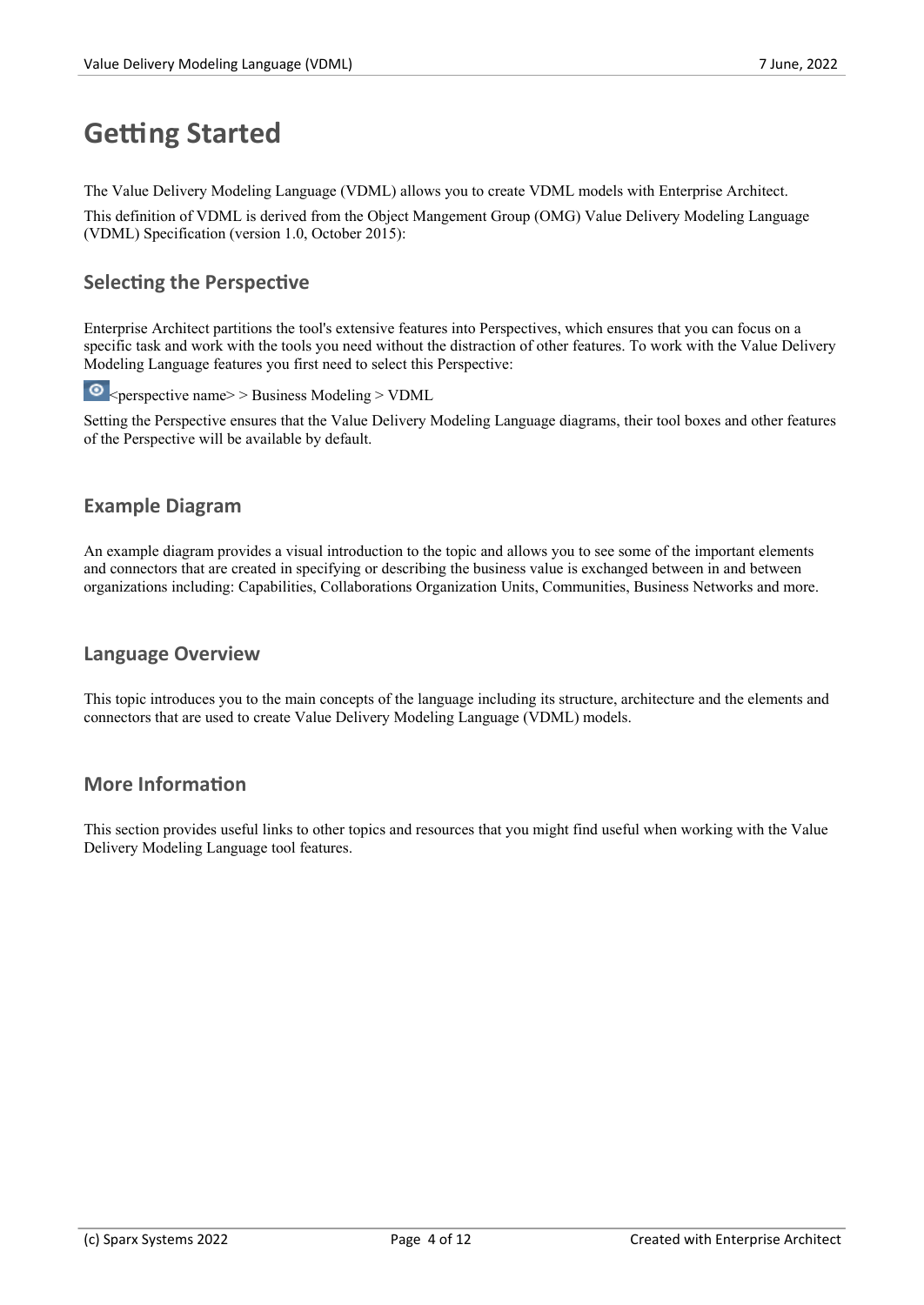# Getting Started

The Value Delivery Modeling Language (VDML) allows you to create VDML models with Enterprise Architect.

This definition of VDML is derived from the Object Mangement Group (OMG) Value Delivery Modeling Language (VDML) Specification (version 1.0, October 2015):

## Selecting the Perspective

Enterprise Architect partitions the tool's extensive features into Perspectives, which ensures that you can focus on a specific task and work with the tools you need without the distraction of other features. To work with the Value Delivery Modeling Language features you first need to select this Perspective:

<perspective name> > Business Modeling > VDML

Setting the Perspective ensures that the Value Delivery Modeling Language diagrams, their tool boxes and other features of the Perspective will be available by default.

## Example Diagram

An example diagram provides a visual introduction to the topic and allows you to see some of the important elements and connectors that are created in specifying or describing the business value is exchanged between in and between organizations including: Capabilities, Collaborations Organization Units, Communities, Business Networks and more.

## Language Overview

This topic introduces you to the main concepts of the language including its structure, architecture and the elements and connectors that are used to create Value Delivery Modeling Language (VDML) models.

## More Information

This section provides useful links to other topics and resources that you might find useful when working with the Value Delivery Modeling Language tool features.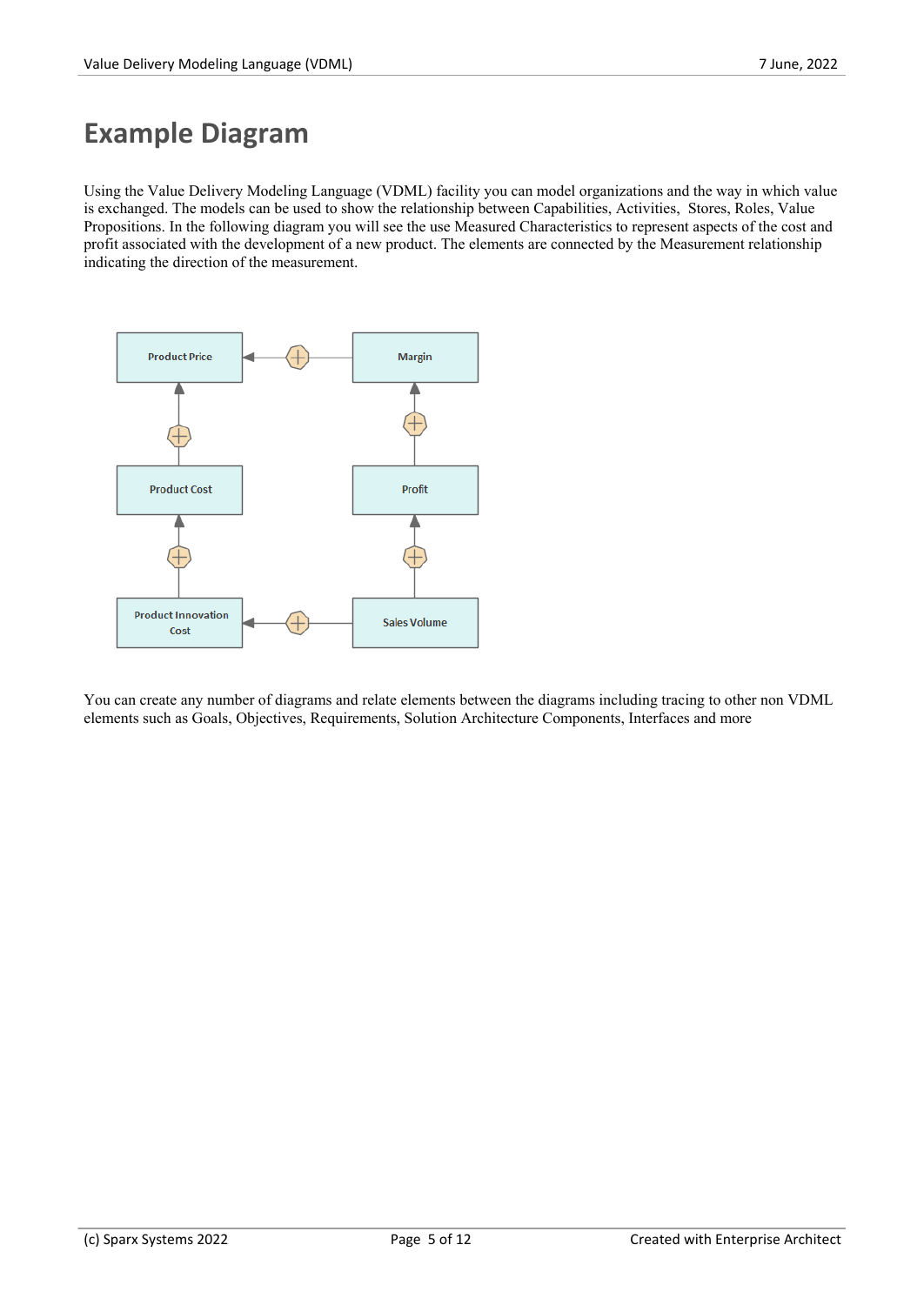# Example Diagram

Using the Value Delivery Modeling Language (VDML) facility you can model organizations and the way in which value is exchanged. The models can be used to show the relationship between Capabilities, Activities, Stores, Roles, Value Propositions. In the following diagram you will see the use Measured Characteristics to represent aspects of the cost and profit associated with the development of a new product. The elements are connected by the Measurement relationship indicating the direction of the measurement.

Product Price

Margin

Product Cost

Profit

Product Innovation Cost

Sales Volume

You can create any number of diagrams and relate elements between the diagrams including tracing to other non VDML elements such as Goals, Objectives, Requirements, Solution Architecture Components, Interfaces and more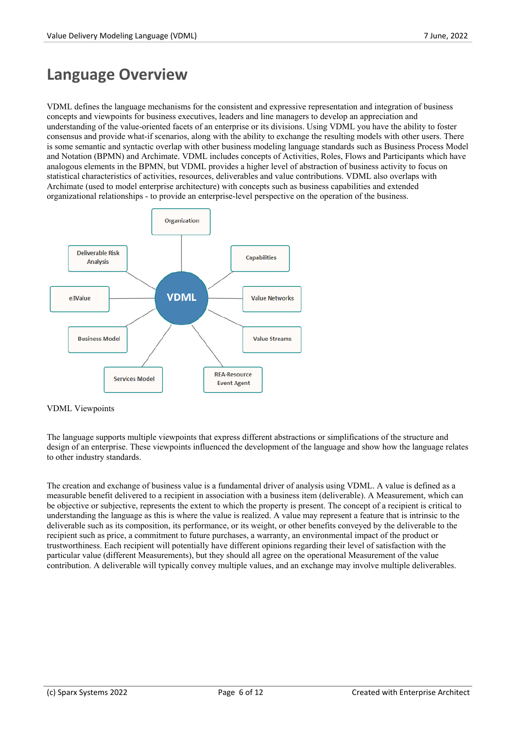# Language Overview

VDML defines the language mechanisms for the consistent and expressive representation and integration of business concepts and viewpoints for business executives, leaders and line managers to develop an appreciation and understanding of the value-oriented facets of an enterprise or its divisions. Using VDML you have the ability to foster consensus and provide what-if scenarios, along with the ability to exchange the resulting models with other users. There is some semantic and syntactic overlap with other business modeling language standards such as Business Process Model and Notation (BPMN) and Archimate. VDML includes concepts of Activities, Roles, Flows and Participants which have analogous elements in the BPMN, but VDML provides a higher level of abstraction of business activity to focus on statistical characteristics of activities, resources, deliverables and value contributions. VDML also overlaps with Archimate (used to model enterprise architecture) with concepts such as business capabilities and extended organizational relationships - to provide an enterprise-level perspective on the operation of the business.

Organization

Deliverable Risk Analysis

Capabilities

e3Value

VDML

Value Networks

Business Model

Value Streams

Services Model

REA-Resource Event Agent

VDML Viewpoints

The language supports multiple viewpoints that express different abstractions or simplifications of the structure and design of an enterprise. These viewpoints influenced the development of the language and show how the language relates to other industry standards.

The creation and exchange of business value is a fundamental driver of analysis using VDML. A value is defined as a measurable benefit delivered to a recipient in association with a business item (deliverable). A Measurement, which can be objective or subjective, represents the extent to which the property is present. The concept of a recipient is critical to understanding the language as this is where the value is realized. A value may represent a feature that is intrinsic to the deliverable such as its composition, its performance, or its weight, or other benefits conveyed by the deliverable to the recipient such as price, a commitment to future purchases, a warranty, an environmental impact of the product or trustworthiness. Each recipient will potentially have different opinions regarding their level of satisfaction with the particular value (different Measurements), but they should all agree on the operational Measurement of the value contribution. A deliverable will typically convey multiple values, and an exchange may involve multiple deliverables.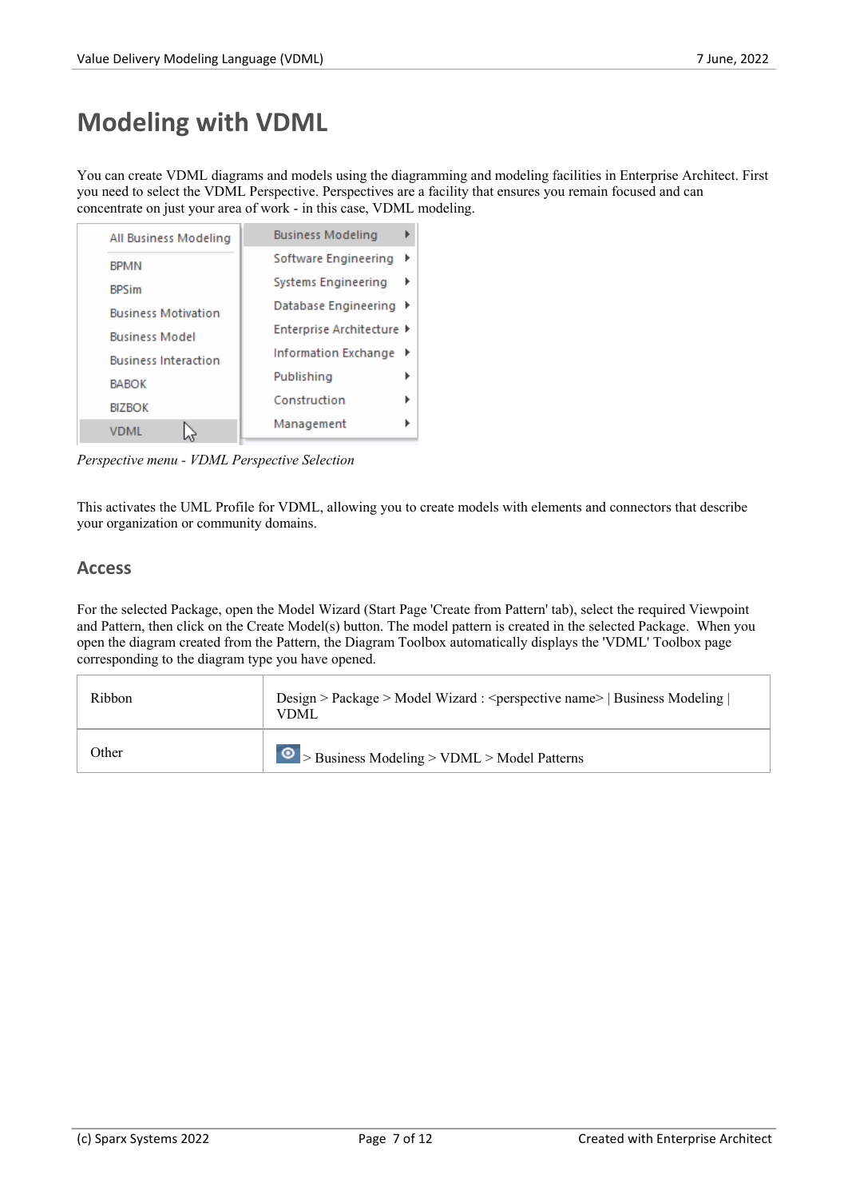# Modeling with VDML

You can create VDML diagrams and models using the diagramming and modeling facilities in Enterprise Architect. First you need to select the VDML Perspective. Perspectives are a facility that ensures you remain focused and can concentrate on just your area of work - in this case, VDML modeling.

*Perspective menu - VDML Perspective Selection*

This activates the UML Profile for VDML, allowing you to create models with elements and connectors that describe your organization or community domains.

## Access

For the selected Package, open the Model Wizard (Start Page 'Create from Pattern' tab), select the required Viewpoint and Pattern, then click on the Create Model(s) button. The model pattern is created in the selected Package.  When you open the diagram created from the Pattern, the Diagram Toolbox automatically displays the 'VDML' Toolbox page corresponding to the diagram type you have opened.

| | |
|---|---|
| Ribbon | Design > Package > Model Wizard : <perspective name> \| Business Modeling \| VDML |
| Other | > Business Modeling > VDML > Model Patterns |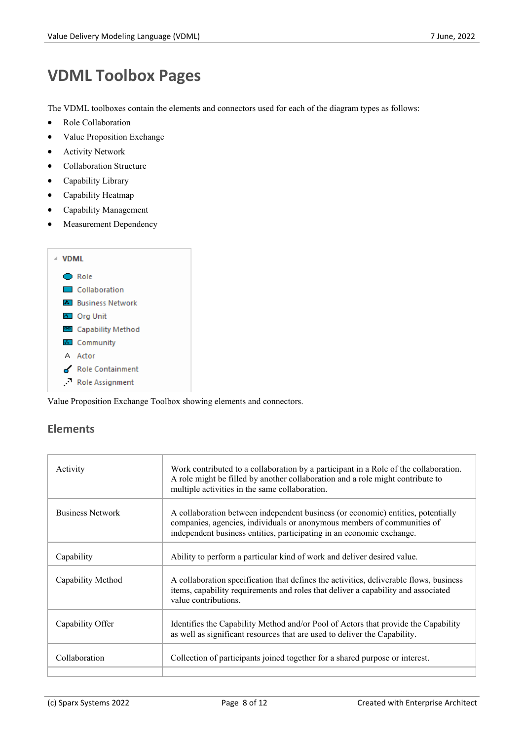# VDML Toolbox Pages

The VDML toolboxes contain the elements and connectors used for each of the diagram types as follows:

- Role Collaboration
- Value Proposition Exchange
- Activity Network
- Collaboration Structure
- Capability Library
- Capability Heatmap
- Capability Management
- Measurement Dependency

VDML

- Role
- Collaboration
- Business Network
- Org Unit
- Capability Method
- Community
- Actor
- Role Containment
- Role Assignment

Value Proposition Exchange Toolbox showing elements and connectors.

## Elements

| | |
|---|---|
| Activity | Work contributed to a collaboration by a participant in a Role of the collaboration. A role might be filled by another collaboration and a role might contribute to multiple activities in the same collaboration. |
| Business Network | A collaboration between independent business (or economic) entities, potentially companies, agencies, individuals or anonymous members of communities of independent business entities, participating in an economic exchange. |
| Capability | Ability to perform a particular kind of work and deliver desired value. |
| Capability Method | A collaboration specification that defines the activities, deliverable flows, business items, capability requirements and roles that deliver a capability and associated value contributions. |
| Capability Offer | Identifies the Capability Method and/or Pool of Actors that provide the Capability as well as significant resources that are used to deliver the Capability. |
| Collaboration | Collection of participants joined together for a shared purpose or interest. |
| | |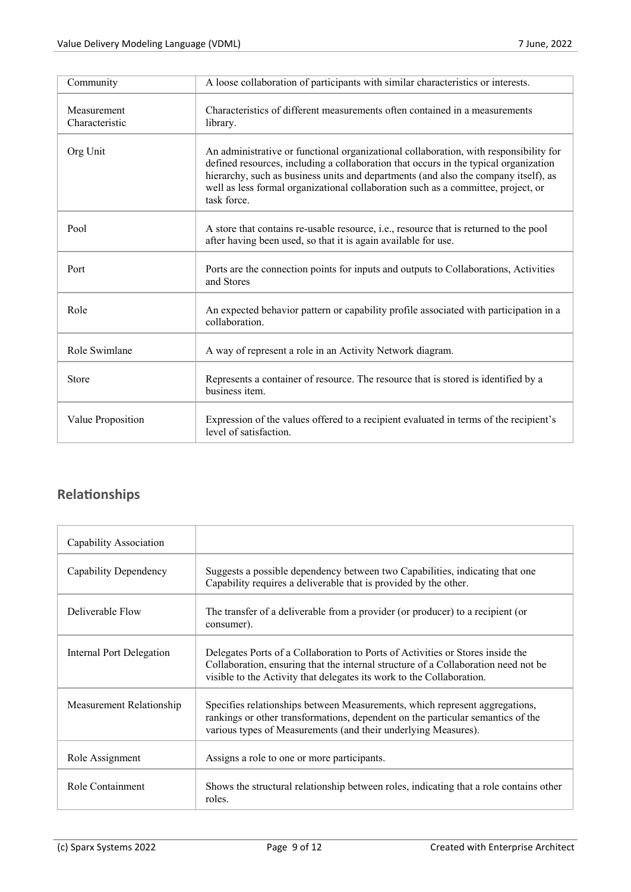| | |
|---|---|
| Community | A loose collaboration of participants with similar characteristics or interests. |
| Measurement Characteristic | Characteristics of different measurements often contained in a measurements library. |
| Org Unit | An administrative or functional organizational collaboration, with responsibility for defined resources, including a collaboration that occurs in the typical organization hierarchy, such as business units and departments (and also the company itself), as well as less formal organizational collaboration such as a committee, project, or task force. |
| Pool | A store that contains re-usable resource, i.e., resource that is returned to the pool after having been used, so that it is again available for use. |
| Port | Ports are the connection points for inputs and outputs to Collaborations, Activities and Stores |
| Role | An expected behavior pattern or capability profile associated with participation in a collaboration. |
| Role Swimlane | A way of represent a role in an Activity Network diagram. |
| Store | Represents a container of resource. The resource that is stored is identified by a business item. |
| Value Proposition | Expression of the values offered to a recipient evaluated in terms of the recipient's level of satisfaction. |

## Relationships

| | |
|---|---|
| Capability Association | |
| Capability Dependency | Suggests a possible dependency between two Capabilities, indicating that one Capability requires a deliverable that is provided by the other. |
| Deliverable Flow | The transfer of a deliverable from a provider (or producer) to a recipient (or consumer). |
| Internal Port Delegation | Delegates Ports of a Collaboration to Ports of Activities or Stores inside the Collaboration, ensuring that the internal structure of a Collaboration need not be visible to the Activity that delegates its work to the Collaboration. |
| Measurement Relationship | Specifies relationships between Measurements, which represent aggregations, rankings or other transformations, dependent on the particular semantics of the various types of Measurements (and their underlying Measures). |
| Role Assignment | Assigns a role to one or more participants. |
| Role Containment | Shows the structural relationship between roles, indicating that a role contains other roles. |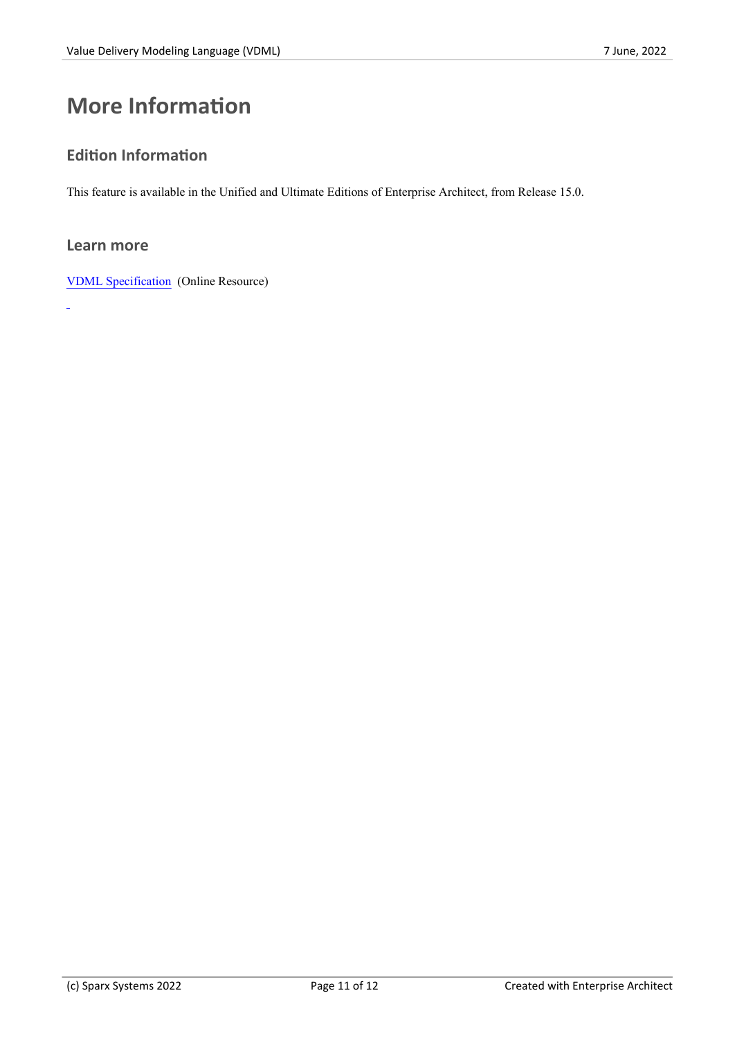# More Information

## Edition Information

This feature is available in the Unified and Ultimate Editions of Enterprise Architect, from Release 15.0.

## Learn more

VDML Specification (Online Resource)